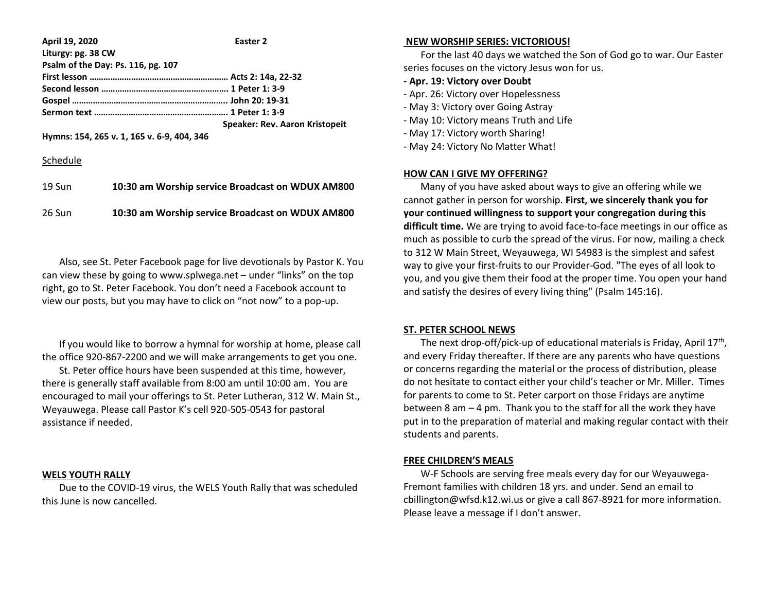**April 19, 2020** **Easter 2**
**Liturgy: pg. 38 CW**
**Psalm of the Day: Ps. 116, pg. 107**
**First lesson …………………………………………………. Acts 2: 14a, 22-32**
**Second lesson ………………………………………………. 1 Peter 1: 3-9**
**Gospel ………………………..………………………………. John 20: 19-31**
**Sermon text …………………………………………………. 1 Peter 1: 3-9**
**Speaker: Rev. Aaron Kristopeit**
**Hymns: 154, 265 v. 1, 165 v. 6-9, 404, 346**

Schedule

| | |
|---|---|
| 19 Sun | **10:30 am Worship service Broadcast on WDUX AM800** |
| 26 Sun | **10:30 am Worship service Broadcast on WDUX AM800** |

Also, see St. Peter Facebook page for live devotionals by Pastor K. You can view these by going to www.splwega.net – under "links" on the top right, go to St. Peter Facebook. You don't need a Facebook account to view our posts, but you may have to click on "not now" to a pop-up.

If you would like to borrow a hymnal for worship at home, please call the office 920-867-2200 and we will make arrangements to get you one.

St. Peter office hours have been suspended at this time, however, there is generally staff available from 8:00 am until 10:00 am. You are encouraged to mail your offerings to St. Peter Lutheran, 312 W. Main St., Weyauwega. Please call Pastor K's cell 920-505-0543 for pastoral assistance if needed.

**WELS YOUTH RALLY**

Due to the COVID-19 virus, the WELS Youth Rally that was scheduled this June is now cancelled.

**NEW WORSHIP SERIES: VICTORIOUS!**

For the last 40 days we watched the Son of God go to war. Our Easter series focuses on the victory Jesus won for us.

- **Apr. 19: Victory over Doubt**
- Apr. 26: Victory over Hopelessness
- May 3: Victory over Going Astray
- May 10: Victory means Truth and Life
- May 17: Victory worth Sharing!
- May 24: Victory No Matter What!

**HOW CAN I GIVE MY OFFERING?**

Many of you have asked about ways to give an offering while we cannot gather in person for worship. **First, we sincerely thank you for your continued willingness to support your congregation during this difficult time.** We are trying to avoid face-to-face meetings in our office as much as possible to curb the spread of the virus. For now, mailing a check to 312 W Main Street, Weyauwega, WI 54983 is the simplest and safest way to give your first-fruits to our Provider-God. "The eyes of all look to you, and you give them their food at the proper time. You open your hand and satisfy the desires of every living thing" (Psalm 145:16).

**ST. PETER SCHOOL NEWS**

The next drop-off/pick-up of educational materials is Friday, April 17th, and every Friday thereafter. If there are any parents who have questions or concerns regarding the material or the process of distribution, please do not hesitate to contact either your child's teacher or Mr. Miller. Times for parents to come to St. Peter carport on those Fridays are anytime between 8 am – 4 pm. Thank you to the staff for all the work they have put in to the preparation of material and making regular contact with their students and parents.

**FREE CHILDREN'S MEALS**

W-F Schools are serving free meals every day for our Weyauwega-Fremont families with children 18 yrs. and under. Send an email to cbillington@wfsd.k12.wi.us or give a call 867-8921 for more information. Please leave a message if I don't answer.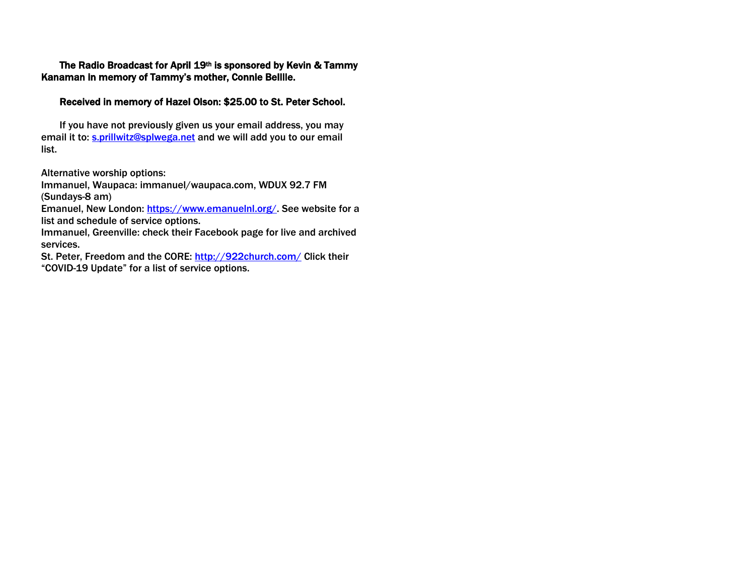**The Radio Broadcast for April 19th is sponsored by Kevin & Tammy Kanaman in memory of Tammy's mother, Connie Bellile.**

**Received in memory of Hazel Olson: $25.00 to St. Peter School.**

If you have not previously given us your email address, you may email it to: s.prillwitz@splwega.net and we will add you to our email list.

Alternative worship options:
Immanuel, Waupaca: immanuel/waupaca.com, WDUX 92.7 FM (Sundays-8 am)
Emanuel, New London: https://www.emanuelnl.org/. See website for a list and schedule of service options.
Immanuel, Greenville: check their Facebook page for live and archived services.
St. Peter, Freedom and the CORE: http://922church.com/ Click their "COVID-19 Update" for a list of service options.